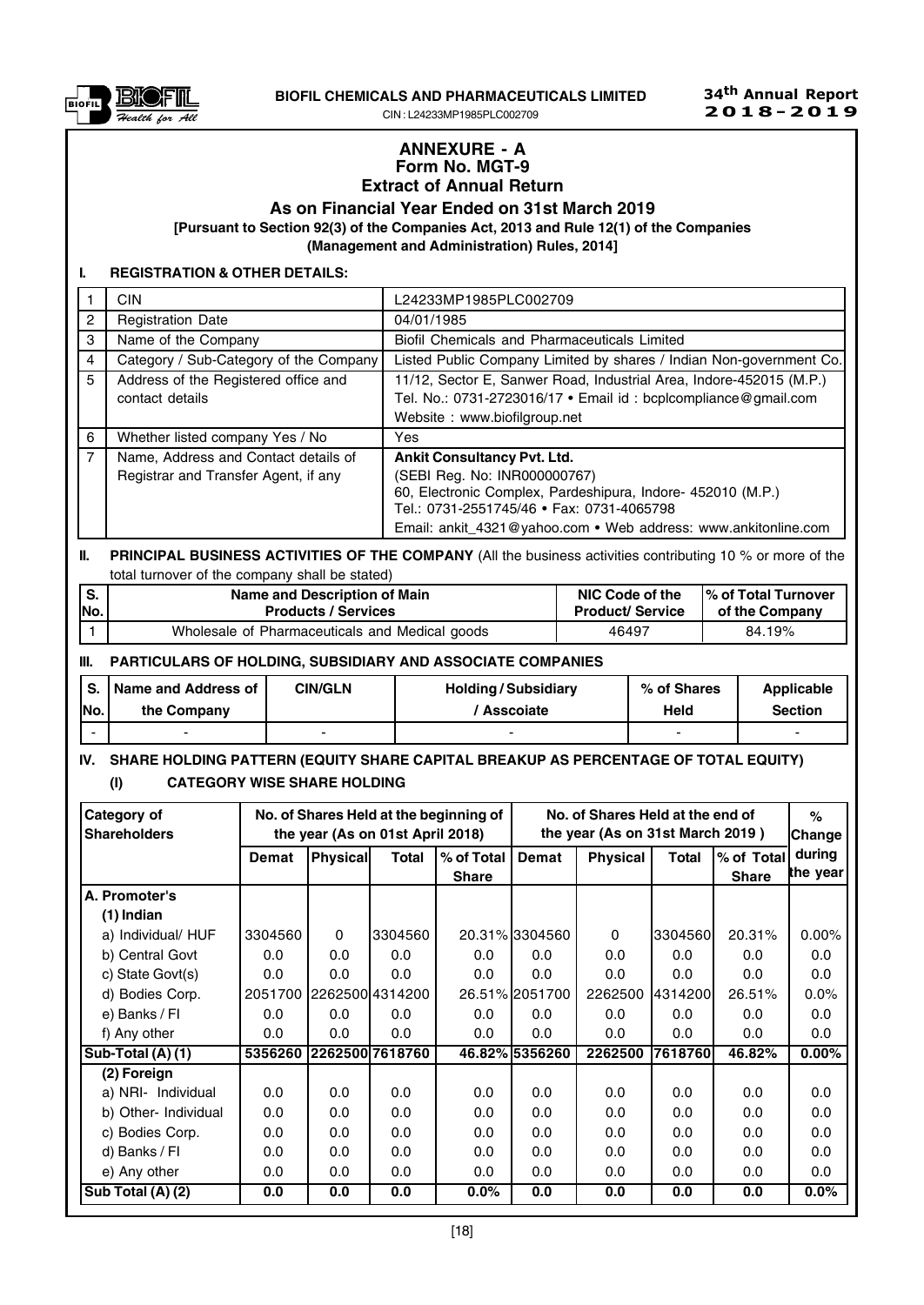## ANNEXURE - A
## Form No. MGT-9
## Extract of Annual Return
### As on Financial Year Ended on 31st March 2019
**[Pursuant to Section 92(3) of the Companies Act, 2013 and Rule 12(1) of the Companies (Management and Administration) Rules, 2014]**

### I. REGISTRATION & OTHER DETAILS:

| | | |
|---|---|---|
| 1 | CIN | L24233MP1985PLC002709 |
| 2 | Registration Date | 04/01/1985 |
| 3 | Name of the Company | Biofil Chemicals and Pharmaceuticals Limited |
| 4 | Category / Sub-Category of the Company | Listed Public Company Limited by shares / Indian Non-government Co. |
| 5 | Address of the Registered office and contact details | 11/12, Sector E, Sanwer Road, Industrial Area, Indore-452015 (M.P.) Tel. No.: 0731-2723016/17 • Email id : bcplcompliance@gmail.com Website : www.biofilgroup.net |
| 6 | Whether listed company Yes / No | Yes |
| 7 | Name, Address and Contact details of Registrar and Transfer Agent, if any | **Ankit Consultancy Pvt. Ltd.** (SEBI Reg. No: INR000000767) 60, Electronic Complex, Pardeshipura, Indore- 452010 (M.P.) Tel.: 0731-2551745/46 • Fax: 0731-4065798 Email: ankit_4321@yahoo.com • Web address: www.ankitonline.com |

### II. PRINCIPAL BUSINESS ACTIVITIES OF THE COMPANY (All the business activities contributing 10 % or more of the total turnover of the company shall be stated)

| S. No. | Name and Description of Main Products / Services | NIC Code of the Product/ Service | % of Total Turnover of the Company |
|---|---|---|---|
| 1 | Wholesale of Pharmaceuticals and Medical goods | 46497 | 84.19% |

### III. PARTICULARS OF HOLDING, SUBSIDIARY AND ASSOCIATE COMPANIES

| S. No. | Name and Address of the Company | CIN/GLN | Holding / Subsidiary / Asscoiate | % of Shares Held | Applicable Section |
|---|---|---|---|---|---|
| - | - | - | - | - | - |

### IV. SHARE HOLDING PATTERN (EQUITY SHARE CAPITAL BREAKUP AS PERCENTAGE OF TOTAL EQUITY)

#### (I) CATEGORY WISE SHARE HOLDING

| Category of Shareholders | No. of Shares Held at the beginning of the year (As on 01st April 2018) | | | | No. of Shares Held at the end of the year (As on 31st March 2019 ) | | | | % Change during the year |
|---|---|---|---|---|---|---|---|---|---|
| | Demat | Physical | Total | % of Total Share | Demat | Physical | Total | % of Total Share | |
| **A. Promoter's** | | | | | | | | | |
| (1) Indian | | | | | | | | | |
| a) Individual/ HUF | 3304560 | 0 | 3304560 | 20.31% | 3304560 | 0 | 3304560 | 20.31% | 0.00% |
| b) Central Govt | 0.0 | 0.0 | 0.0 | 0.0 | 0.0 | 0.0 | 0.0 | 0.0 | 0.0 |
| c) State Govt(s) | 0.0 | 0.0 | 0.0 | 0.0 | 0.0 | 0.0 | 0.0 | 0.0 | 0.0 |
| d) Bodies Corp. | 2051700 | 2262500 | 4314200 | 26.51% | 2051700 | 2262500 | 4314200 | 26.51% | 0.0% |
| e) Banks / FI | 0.0 | 0.0 | 0.0 | 0.0 | 0.0 | 0.0 | 0.0 | 0.0 | 0.0 |
| f) Any other | 0.0 | 0.0 | 0.0 | 0.0 | 0.0 | 0.0 | 0.0 | 0.0 | 0.0 |
| **Sub-Total (A) (1)** | **5356260** | **2262500** | **7618760** | **46.82%** | **5356260** | **2262500** | **7618760** | **46.82%** | **0.00%** |
| (2) Foreign | | | | | | | | | |
| a) NRI- Individual | 0.0 | 0.0 | 0.0 | 0.0 | 0.0 | 0.0 | 0.0 | 0.0 | 0.0 |
| b) Other- Individual | 0.0 | 0.0 | 0.0 | 0.0 | 0.0 | 0.0 | 0.0 | 0.0 | 0.0 |
| c) Bodies Corp. | 0.0 | 0.0 | 0.0 | 0.0 | 0.0 | 0.0 | 0.0 | 0.0 | 0.0 |
| d) Banks / FI | 0.0 | 0.0 | 0.0 | 0.0 | 0.0 | 0.0 | 0.0 | 0.0 | 0.0 |
| e) Any other | 0.0 | 0.0 | 0.0 | 0.0 | 0.0 | 0.0 | 0.0 | 0.0 | 0.0 |
| **Sub Total (A) (2)** | **0.0** | **0.0** | **0.0** | **0.0%** | **0.0** | **0.0** | **0.0** | **0.0** | **0.0%** |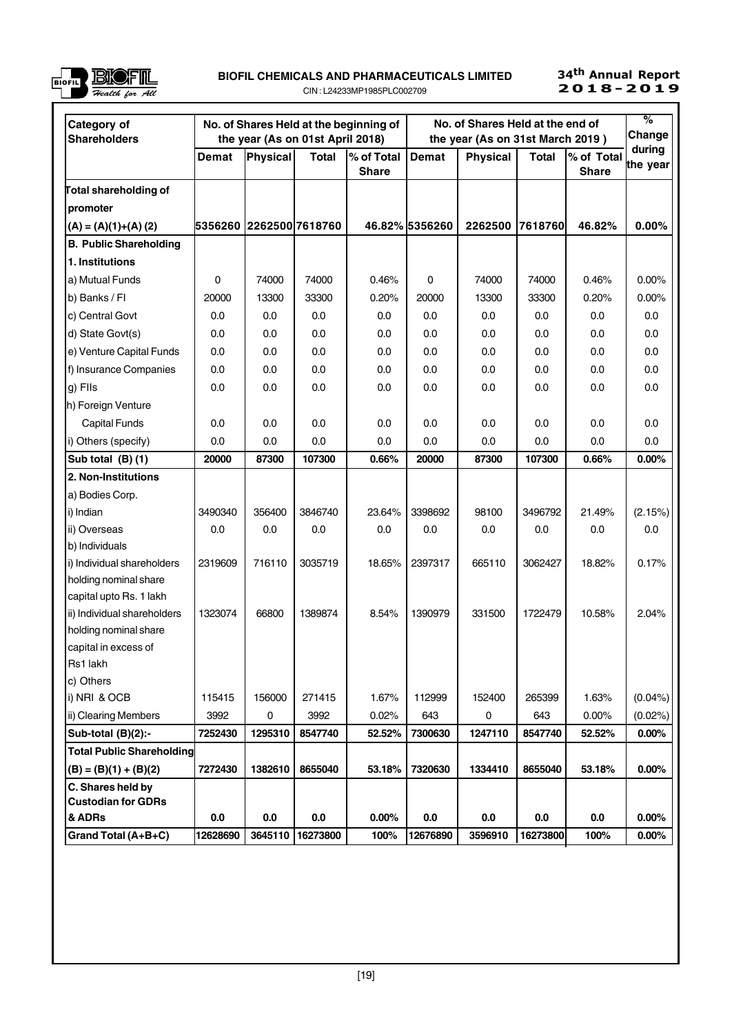| Category of Shareholders | No. of Shares Held at the beginning of the year (As on 01st April 2018) | | | | No. of Shares Held at the end of the year (As on 31st March 2019 ) | | | | % Change during the year |
|---|---|---|---|---|---|---|---|---|---|
| | Demat | Physical | Total | % of Total Share | Demat | Physical | Total | % of Total Share | |
| Total shareholding of promoter (A) = (A)(1)+(A) (2) | 5356260 | 2262500 | 7618760 | 46.82% | 5356260 | 2262500 | 7618760 | 46.82% | 0.00% |
| **B. Public Shareholding** | | | | | | | | | |
| **1. Institutions** | | | | | | | | | |
| a) Mutual Funds | 0 | 74000 | 74000 | 0.46% | 0 | 74000 | 74000 | 0.46% | 0.00% |
| b) Banks / FI | 20000 | 13300 | 33300 | 0.20% | 20000 | 13300 | 33300 | 0.20% | 0.00% |
| c) Central Govt | 0.0 | 0.0 | 0.0 | 0.0 | 0.0 | 0.0 | 0.0 | 0.0 | 0.0 |
| d) State Govt(s) | 0.0 | 0.0 | 0.0 | 0.0 | 0.0 | 0.0 | 0.0 | 0.0 | 0.0 |
| e) Venture Capital Funds | 0.0 | 0.0 | 0.0 | 0.0 | 0.0 | 0.0 | 0.0 | 0.0 | 0.0 |
| f) Insurance Companies | 0.0 | 0.0 | 0.0 | 0.0 | 0.0 | 0.0 | 0.0 | 0.0 | 0.0 |
| g) FIIs | 0.0 | 0.0 | 0.0 | 0.0 | 0.0 | 0.0 | 0.0 | 0.0 | 0.0 |
| h) Foreign Venture Capital Funds | 0.0 | 0.0 | 0.0 | 0.0 | 0.0 | 0.0 | 0.0 | 0.0 | 0.0 |
| i) Others (specify) | 0.0 | 0.0 | 0.0 | 0.0 | 0.0 | 0.0 | 0.0 | 0.0 | 0.0 |
| **Sub total (B) (1)** | **20000** | **87300** | **107300** | **0.66%** | **20000** | **87300** | **107300** | **0.66%** | **0.00%** |
| **2. Non-Institutions** | | | | | | | | | |
| a) Bodies Corp. | | | | | | | | | |
| i) Indian | 3490340 | 356400 | 3846740 | 23.64% | 3398692 | 98100 | 3496792 | 21.49% | (2.15%) |
| ii) Overseas | 0.0 | 0.0 | 0.0 | 0.0 | 0.0 | 0.0 | 0.0 | 0.0 | 0.0 |
| b) Individuals | | | | | | | | | |
| i) Individual shareholders holding nominal share capital upto Rs. 1 lakh | 2319609 | 716110 | 3035719 | 18.65% | 2397317 | 665110 | 3062427 | 18.82% | 0.17% |
| ii) Individual shareholders holding nominal share capital in excess of Rs1 lakh | 1323074 | 66800 | 1389874 | 8.54% | 1390979 | 331500 | 1722479 | 10.58% | 2.04% |
| c) Others | | | | | | | | | |
| i) NRI & OCB | 115415 | 156000 | 271415 | 1.67% | 112999 | 152400 | 265399 | 1.63% | (0.04%) |
| ii) Clearing Members | 3992 | 0 | 3992 | 0.02% | 643 | 0 | 643 | 0.00% | (0.02%) |
| **Sub-total (B)(2):-** | **7252430** | **1295310** | **8547740** | **52.52%** | **7300630** | **1247110** | **8547740** | **52.52%** | **0.00%** |
| **Total Public Shareholding (B) = (B)(1) + (B)(2)** | **7272430** | **1382610** | **8655040** | **53.18%** | **7320630** | **1334410** | **8655040** | **53.18%** | **0.00%** |
| **C. Shares held by Custodian for GDRs & ADRs** | **0.0** | **0.0** | **0.0** | **0.00%** | **0.0** | **0.0** | **0.0** | **0.0** | **0.00%** |
| **Grand Total (A+B+C)** | **12628690** | **3645110** | **16273800** | **100%** | **12676890** | **3596910** | **16273800** | **100%** | **0.00%** |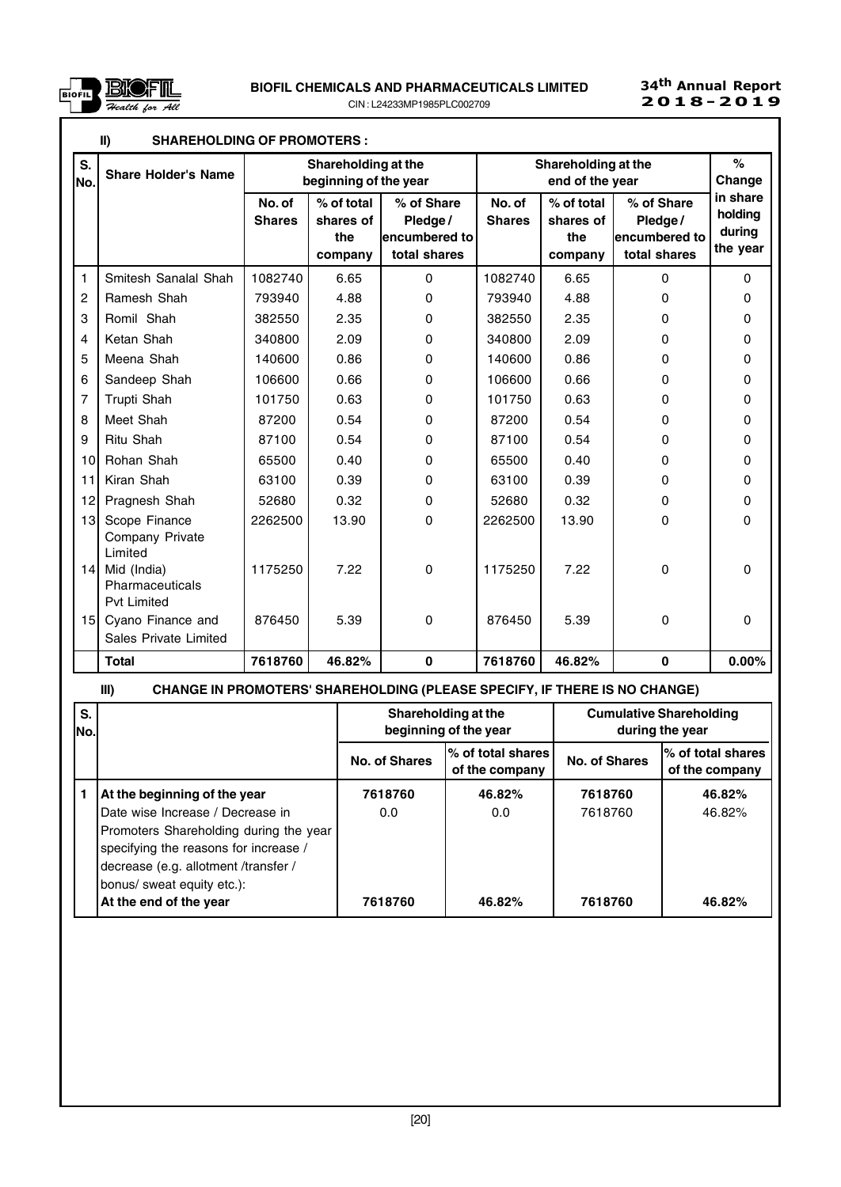### II) SHAREHOLDING OF PROMOTERS :

| S. No. | Share Holder's Name | Shareholding at the beginning of the year | | | Shareholding at the end of the year | | | % Change in share holding during the year |
|---|---|---|---|---|---|---|---|---|
| | | No. of Shares | % of total shares of the company | % of Share Pledge / encumbered to total shares | No. of Shares | % of total shares of the company | % of Share Pledge / encumbered to total shares | |
| 1 | Smitesh Sanalal Shah | 1082740 | 6.65 | 0 | 1082740 | 6.65 | 0 | 0 |
| 2 | Ramesh Shah | 793940 | 4.88 | 0 | 793940 | 4.88 | 0 | 0 |
| 3 | Romil Shah | 382550 | 2.35 | 0 | 382550 | 2.35 | 0 | 0 |
| 4 | Ketan Shah | 340800 | 2.09 | 0 | 340800 | 2.09 | 0 | 0 |
| 5 | Meena Shah | 140600 | 0.86 | 0 | 140600 | 0.86 | 0 | 0 |
| 6 | Sandeep Shah | 106600 | 0.66 | 0 | 106600 | 0.66 | 0 | 0 |
| 7 | Trupti Shah | 101750 | 0.63 | 0 | 101750 | 0.63 | 0 | 0 |
| 8 | Meet Shah | 87200 | 0.54 | 0 | 87200 | 0.54 | 0 | 0 |
| 9 | Ritu Shah | 87100 | 0.54 | 0 | 87100 | 0.54 | 0 | 0 |
| 10 | Rohan Shah | 65500 | 0.40 | 0 | 65500 | 0.40 | 0 | 0 |
| 11 | Kiran Shah | 63100 | 0.39 | 0 | 63100 | 0.39 | 0 | 0 |
| 12 | Pragnesh Shah | 52680 | 0.32 | 0 | 52680 | 0.32 | 0 | 0 |
| 13 | Scope Finance Company Private Limited | 2262500 | 13.90 | 0 | 2262500 | 13.90 | 0 | 0 |
| 14 | Mid (India) Pharmaceuticals Pvt Limited | 1175250 | 7.22 | 0 | 1175250 | 7.22 | 0 | 0 |
| 15 | Cyano Finance and Sales Private Limited | 876450 | 5.39 | 0 | 876450 | 5.39 | 0 | 0 |
| | **Total** | **7618760** | **46.82%** | **0** | **7618760** | **46.82%** | **0** | **0.00%** |

### III) CHANGE IN PROMOTERS' SHAREHOLDING (PLEASE SPECIFY, IF THERE IS NO CHANGE)

| S. No. | | Shareholding at the beginning of the year | | Cumulative Shareholding during the year | |
|---|---|---|---|---|---|
| | | No. of Shares | % of total shares of the company | No. of Shares | % of total shares of the company |
| 1 | **At the beginning of the year** | **7618760** | **46.82%** | **7618760** | **46.82%** |
| | Date wise Increase / Decrease in Promoters Shareholding during the year specifying the reasons for increase / decrease (e.g. allotment /transfer / bonus/ sweat equity etc.): | 0.0 | 0.0 | 7618760 | 46.82% |
| | **At the end of the year** | **7618760** | **46.82%** | **7618760** | **46.82%** |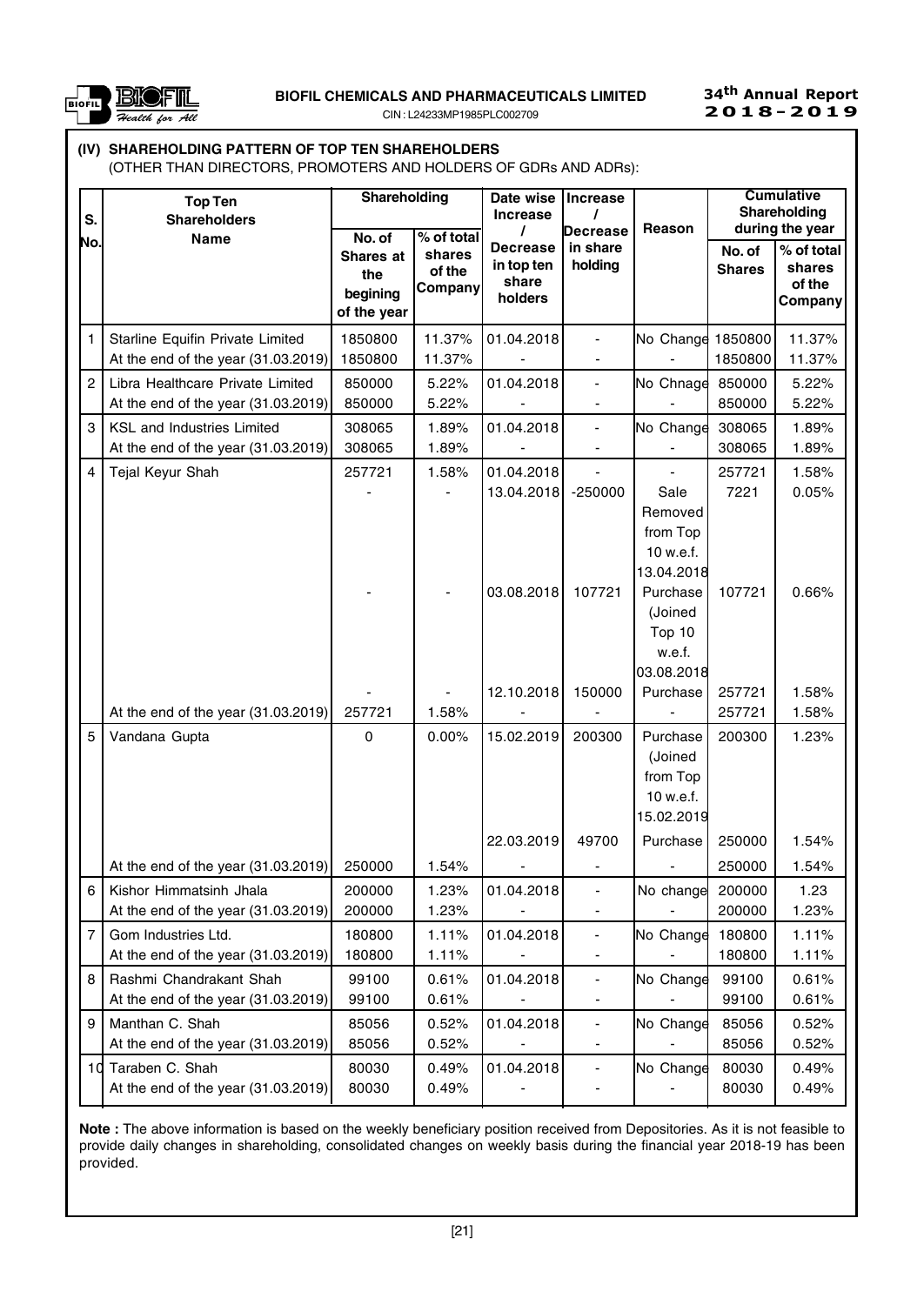## (IV) SHAREHOLDING PATTERN OF TOP TEN SHAREHOLDERS

(OTHER THAN DIRECTORS, PROMOTERS AND HOLDERS OF GDRs AND ADRs):

| S. No. | Top Ten Shareholders Name | Shareholding | | Date wise Increase / Decrease in top ten share holders | Increase / Decrease in share holding | Reason | Cumulative Shareholding during the year | |
|---|---|---|---|---|---|---|---|---|
| | | No. of Shares at the begining of the year | % of total shares of the Company | | | | No. of Shares | % of total shares of the Company |
| 1 | Starline Equifin Private Limited | 1850800 | 11.37% | 01.04.2018 | - | No Change | 1850800 | 11.37% |
| | At the end of the year (31.03.2019) | 1850800 | 11.37% | - | - | - | 1850800 | 11.37% |
| 2 | Libra Healthcare Private Limited | 850000 | 5.22% | 01.04.2018 | - | No Chnage | 850000 | 5.22% |
| | At the end of the year (31.03.2019) | 850000 | 5.22% | - | - | - | 850000 | 5.22% |
| 3 | KSL and Industries Limited | 308065 | 1.89% | 01.04.2018 | - | No Change | 308065 | 1.89% |
| | At the end of the year (31.03.2019) | 308065 | 1.89% | - | - | - | 308065 | 1.89% |
| 4 | Tejal Keyur Shah | 257721 | 1.58% | 01.04.2018 | - | - | 257721 | 1.58% |
| | | - | - | 13.04.2018 | -250000 | Sale Removed from Top 10 w.e.f. 13.04.2018 | 7221 | 0.05% |
| | | - | - | 03.08.2018 | 107721 | Purchase (Joined Top 10 w.e.f. 03.08.2018 | 107721 | 0.66% |
| | | - | - | 12.10.2018 | 150000 | Purchase | 257721 | 1.58% |
| | At the end of the year (31.03.2019) | 257721 | 1.58% | - | - | - | 257721 | 1.58% |
| 5 | Vandana Gupta | 0 | 0.00% | 15.02.2019 | 200300 | Purchase (Joined from Top 10 w.e.f. 15.02.2019 | 200300 | 1.23% |
| | | | | 22.03.2019 | 49700 | Purchase | 250000 | 1.54% |
| | At the end of the year (31.03.2019) | 250000 | 1.54% | - | - | - | 250000 | 1.54% |
| 6 | Kishor Himmatsinh Jhala | 200000 | 1.23% | 01.04.2018 | - | No change | 200000 | 1.23 |
| | At the end of the year (31.03.2019) | 200000 | 1.23% | - | - | - | 200000 | 1.23% |
| 7 | Gom Industries Ltd. | 180800 | 1.11% | 01.04.2018 | - | No Change | 180800 | 1.11% |
| | At the end of the year (31.03.2019) | 180800 | 1.11% | - | - | - | 180800 | 1.11% |
| 8 | Rashmi Chandrakant Shah | 99100 | 0.61% | 01.04.2018 | - | No Change | 99100 | 0.61% |
| | At the end of the year (31.03.2019) | 99100 | 0.61% | - | - | - | 99100 | 0.61% |
| 9 | Manthan C. Shah | 85056 | 0.52% | 01.04.2018 | - | No Change | 85056 | 0.52% |
| | At the end of the year (31.03.2019) | 85056 | 0.52% | - | - | - | 85056 | 0.52% |
| 10 | Taraben C. Shah | 80030 | 0.49% | 01.04.2018 | - | No Change | 80030 | 0.49% |
| | At the end of the year (31.03.2019) | 80030 | 0.49% | - | - | - | 80030 | 0.49% |

**Note :** The above information is based on the weekly beneficiary position received from Depositories. As it is not feasible to provide daily changes in shareholding, consolidated changes on weekly basis during the financial year 2018-19 has been provided.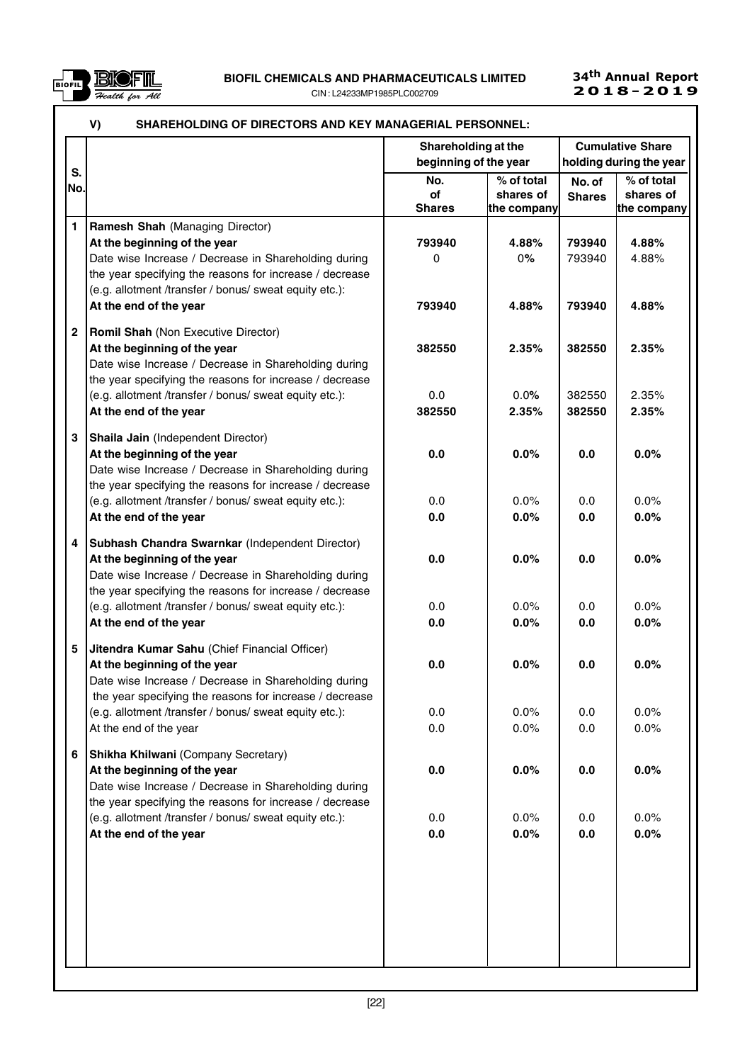### V) SHAREHOLDING OF DIRECTORS AND KEY MANAGERIAL PERSONNEL:

| S. No. | | Shareholding at the beginning of the year | | Cumulative Share holding during the year | |
|---|---|---|---|---|---|
| | | No. of Shares | % of total shares of the company | No. of Shares | % of total shares of the company |
| 1 | **Ramesh Shah** (Managing Director) | | | | |
| | **At the beginning of the year** | **793940** | **4.88%** | **793940** | **4.88%** |
| | Date wise Increase / Decrease in Shareholding during the year specifying the reasons for increase / decrease (e.g. allotment /transfer / bonus/ sweat equity etc.): | 0 | 0% | 793940 | 4.88% |
| | **At the end of the year** | **793940** | **4.88%** | **793940** | **4.88%** |
| 2 | **Romil Shah** (Non Executive Director) | | | | |
| | **At the beginning of the year** | **382550** | **2.35%** | **382550** | **2.35%** |
| | Date wise Increase / Decrease in Shareholding during the year specifying the reasons for increase / decrease (e.g. allotment /transfer / bonus/ sweat equity etc.): | 0.0 | 0.0% | 382550 | 2.35% |
| | **At the end of the year** | **382550** | **2.35%** | **382550** | **2.35%** |
| 3 | **Shaila Jain** (Independent Director) | | | | |
| | **At the beginning of the year** | **0.0** | **0.0%** | **0.0** | **0.0%** |
| | Date wise Increase / Decrease in Shareholding during the year specifying the reasons for increase / decrease (e.g. allotment /transfer / bonus/ sweat equity etc.): | 0.0 | 0.0% | 0.0 | 0.0% |
| | **At the end of the year** | **0.0** | **0.0%** | **0.0** | **0.0%** |
| 4 | **Subhash Chandra Swarnkar** (Independent Director) | | | | |
| | **At the beginning of the year** | **0.0** | **0.0%** | **0.0** | **0.0%** |
| | Date wise Increase / Decrease in Shareholding during the year specifying the reasons for increase / decrease (e.g. allotment /transfer / bonus/ sweat equity etc.): | 0.0 | 0.0% | 0.0 | 0.0% |
| | **At the end of the year** | **0.0** | **0.0%** | **0.0** | **0.0%** |
| 5 | **Jitendra Kumar Sahu** (Chief Financial Officer) | | | | |
| | **At the beginning of the year** | **0.0** | **0.0%** | **0.0** | **0.0%** |
| | Date wise Increase / Decrease in Shareholding during the year specifying the reasons for increase / decrease (e.g. allotment /transfer / bonus/ sweat equity etc.): | 0.0 | 0.0% | 0.0 | 0.0% |
| | At the end of the year | 0.0 | 0.0% | 0.0 | 0.0% |
| 6 | **Shikha Khilwani** (Company Secretary) | | | | |
| | **At the beginning of the year** | **0.0** | **0.0%** | **0.0** | **0.0%** |
| | Date wise Increase / Decrease in Shareholding during the year specifying the reasons for increase / decrease (e.g. allotment /transfer / bonus/ sweat equity etc.): | 0.0 | 0.0% | 0.0 | 0.0% |
| | **At the end of the year** | **0.0** | **0.0%** | **0.0** | **0.0%** |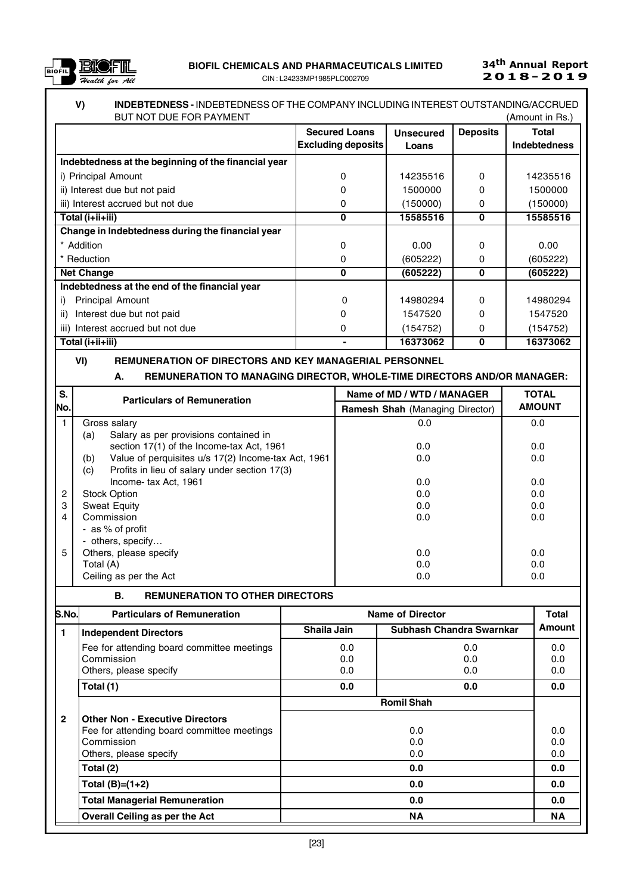## V) INDEBTEDNESS - INDEBTEDNESS OF THE COMPANY INCLUDING INTEREST OUTSTANDING/ACCRUED BUT NOT DUE FOR PAYMENT

(Amount in Rs.)

| | Secured Loans Excluding deposits | Unsecured Loans | Deposits | Total Indebtedness |
|---|---|---|---|---|
| **Indebtedness at the beginning of the financial year** | | | | |
| i) Principal Amount | 0 | 14235516 | 0 | 14235516 |
| ii) Interest due but not paid | 0 | 1500000 | 0 | 1500000 |
| iii) Interest accrued but not due | 0 | (150000) | 0 | (150000) |
| **Total (i+ii+iii)** | **0** | **15585516** | **0** | **15585516** |
| **Change in Indebtedness during the financial year** | | | | |
| * Addition | 0 | 0.00 | 0 | 0.00 |
| * Reduction | 0 | (605222) | 0 | (605222) |
| **Net Change** | **0** | **(605222)** | **0** | **(605222)** |
| **Indebtedness at the end of the financial year** | | | | |
| i) Principal Amount | 0 | 14980294 | 0 | 14980294 |
| ii) Interest due but not paid | 0 | 1547520 | 0 | 1547520 |
| iii) Interest accrued but not due | 0 | (154752) | 0 | (154752) |
| **Total (i+ii+iii)** | **-** | **16373062** | **0** | **16373062** |

## VI) REMUNERATION OF DIRECTORS AND KEY MANAGERIAL PERSONNEL

### A. REMUNERATION TO MANAGING DIRECTOR, WHOLE-TIME DIRECTORS AND/OR MANAGER:

| S. No. | Particulars of Remuneration | Name of MD / WTD / MANAGER | TOTAL AMOUNT |
|---|---|---|---|
| | | **Ramesh Shah** (Managing Director) | |
| 1 | Gross salary | 0.0 | 0.0 |
| | (a) Salary as per provisions contained in section 17(1) of the Income-tax Act, 1961 | 0.0 | 0.0 |
| | (b) Value of perquisites u/s 17(2) Income-tax Act, 1961 | 0.0 | 0.0 |
| | (c) Profits in lieu of salary under section 17(3) Income- tax Act, 1961 | 0.0 | 0.0 |
| 2 | Stock Option | 0.0 | 0.0 |
| 3 | Sweat Equity | 0.0 | 0.0 |
| 4 | Commission<br>- as % of profit<br>- others, specify… | 0.0 | 0.0 |
| 5 | Others, please specify | 0.0 | 0.0 |
| | Total (A) | 0.0 | 0.0 |
| | Ceiling as per the Act | 0.0 | 0.0 |

### B. REMUNERATION TO OTHER DIRECTORS

| S.No. | Particulars of Remuneration | Name of Director | | Total Amount |
|---|---|---|---|---|
| **1** | **Independent Directors** | **Shaila Jain** | **Subhash Chandra Swarnkar** | |
| | Fee for attending board committee meetings | 0.0 | 0.0 | 0.0 |
| | Commission | 0.0 | 0.0 | 0.0 |
| | Others, please specify | 0.0 | 0.0 | 0.0 |
| | **Total (1)** | **0.0** | **0.0** | **0.0** |
| | | **Romil Shah** | | |
| **2** | **Other Non - Executive Directors** | | | |
| | Fee for attending board committee meetings | 0.0 | | 0.0 |
| | Commission | 0.0 | | 0.0 |
| | Others, please specify | 0.0 | | 0.0 |
| | **Total (2)** | **0.0** | | **0.0** |
| | **Total (B)=(1+2)** | **0.0** | | **0.0** |
| | **Total Managerial Remuneration** | **0.0** | | **0.0** |
| | **Overall Ceiling as per the Act** | **NA** | | **NA** |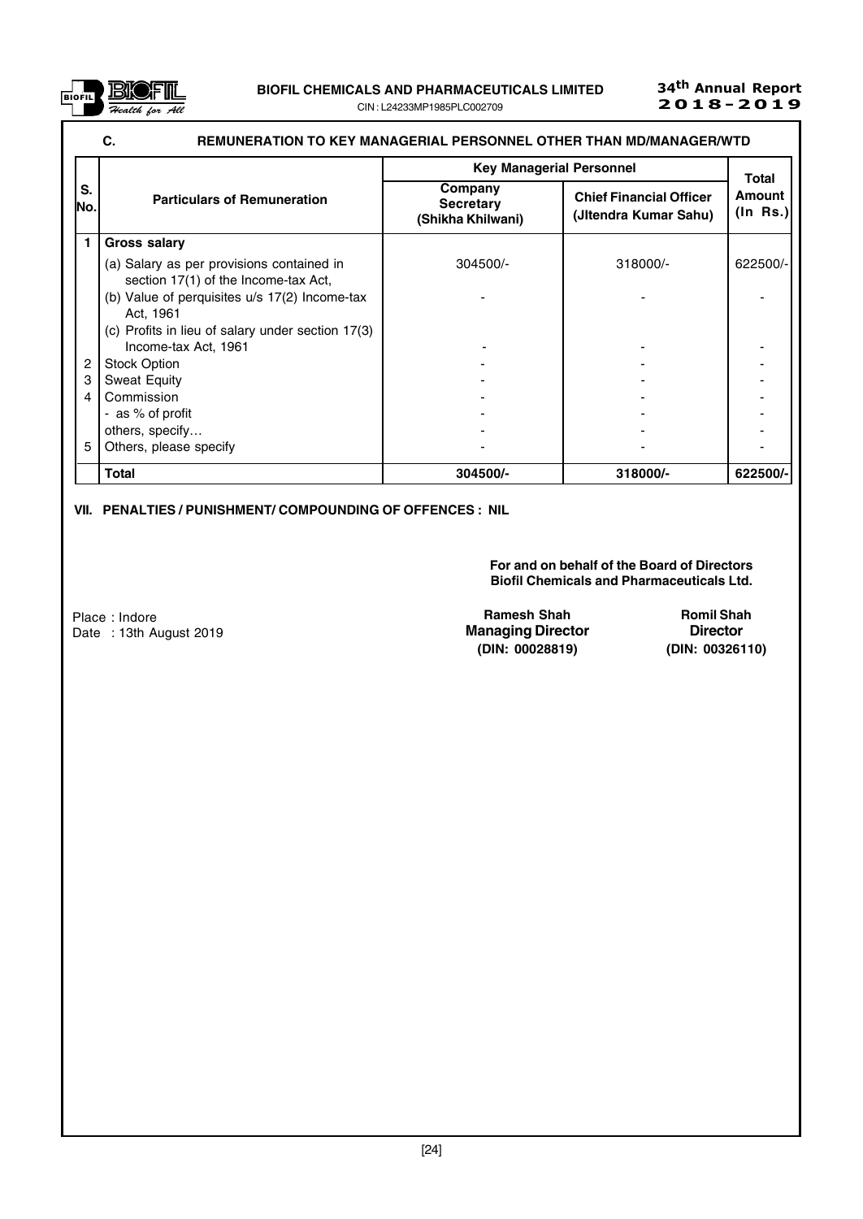### C. REMUNERATION TO KEY MANAGERIAL PERSONNEL OTHER THAN MD/MANAGER/WTD

| S. No. | Particulars of Remuneration | Key Managerial Personnel | | Total Amount (In Rs.) |
|---|---|---|---|---|
| | | Company Secretary (Shikha Khilwani) | Chief Financial Officer (JItendra Kumar Sahu) | |
| 1 | **Gross salary** | | | |
| | (a) Salary as per provisions contained in section 17(1) of the Income-tax Act, | 304500/- | 318000/- | 622500/- |
| | (b) Value of perquisites u/s 17(2) Income-tax Act, 1961 | - | - | - |
| | (c) Profits in lieu of salary under section 17(3) Income-tax Act, 1961 | - | - | - |
| 2 | Stock Option | - | - | - |
| 3 | Sweat Equity | - | - | - |
| 4 | Commission | - | - | - |
| | - as % of profit | - | - | - |
| | others, specify… | - | - | - |
| 5 | Others, please specify | - | - | - |
| | **Total** | **304500/-** | **318000/-** | **622500/-** |

**VII. PENALTIES / PUNISHMENT/ COMPOUNDING OF OFFENCES : NIL**

**For and on behalf of the Board of Directors**
**Biofil Chemicals and Pharmaceuticals Ltd.**

Place : Indore
Date : 13th August 2019

**Ramesh Shah**
**Managing Director**
**(DIN: 00028819)**

**Romil Shah**
**Director**
**(DIN: 00326110)**